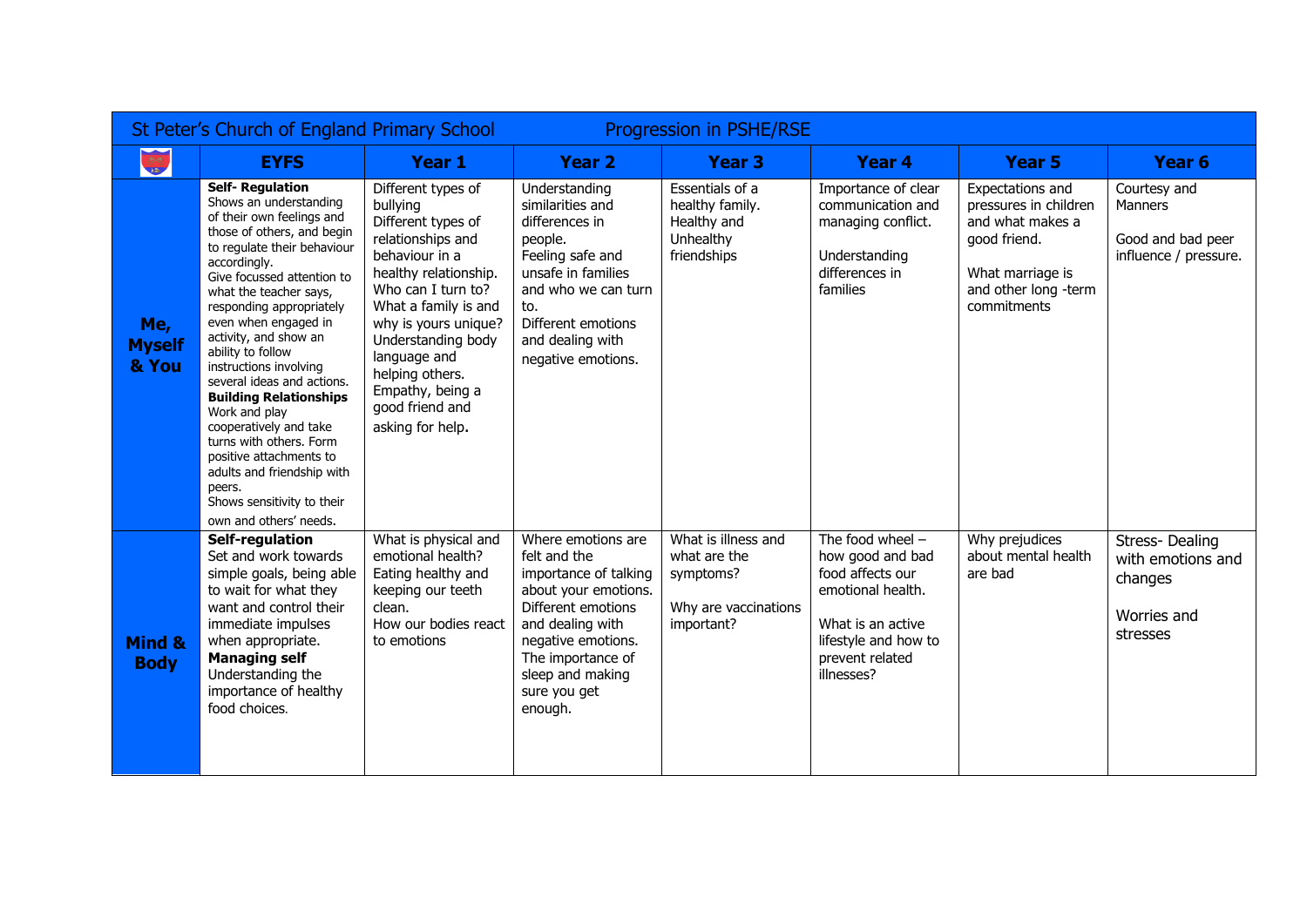| St Peter's Church of England Primary School | Progression in PSHE/RSE | | | | | | |
|---|---|---|---|---|---|---|---|
| | **EYFS** | **Year 1** | **Year 2** | **Year 3** | **Year 4** | **Year 5** | **Year 6** |
| **Me, Myself & You** | **Self- Regulation**<br>Shows an understanding of their own feelings and those of others, and begin to regulate their behaviour accordingly.<br>Give focussed attention to what the teacher says, responding appropriately even when engaged in activity, and show an ability to follow instructions involving several ideas and actions.<br>**Building Relationships**<br>Work and play cooperatively and take turns with others. Form positive attachments to adults and friendship with peers.<br>Shows sensitivity to their own and others' needs. | Different types of bullying<br>Different types of relationships and behaviour in a healthy relationship.<br>Who can I turn to?<br>What a family is and why is yours unique?<br>Understanding body language and helping others.<br>Empathy, being a good friend and asking for help. | Understanding similarities and differences in people.<br>Feeling safe and unsafe in families and who we can turn to.<br>Different emotions and dealing with negative emotions. | Essentials of a healthy family.<br>Healthy and Unhealthy friendships | Importance of clear communication and managing conflict.<br><br>Understanding differences in families | Expectations and pressures in children and what makes a good friend.<br><br>What marriage is and other long -term commitments | Courtesy and Manners<br><br>Good and bad peer influence / pressure. |
| **Mind & Body** | **Self-regulation**<br>Set and work towards simple goals, being able to wait for what they want and control their immediate impulses when appropriate.<br>**Managing self**<br>Understanding the importance of healthy food choices. | What is physical and emotional health?<br>Eating healthy and keeping our teeth clean.<br>How our bodies react to emotions | Where emotions are felt and the importance of talking about your emotions.<br>Different emotions and dealing with negative emotions.<br>The importance of sleep and making sure you get enough. | What is illness and what are the symptoms?<br><br>Why are vaccinations important? | The food wheel – how good and bad food affects our emotional health.<br><br>What is an active lifestyle and how to prevent related illnesses? | Why prejudices about mental health are bad | Stress- Dealing with emotions and changes<br><br>Worries and stresses |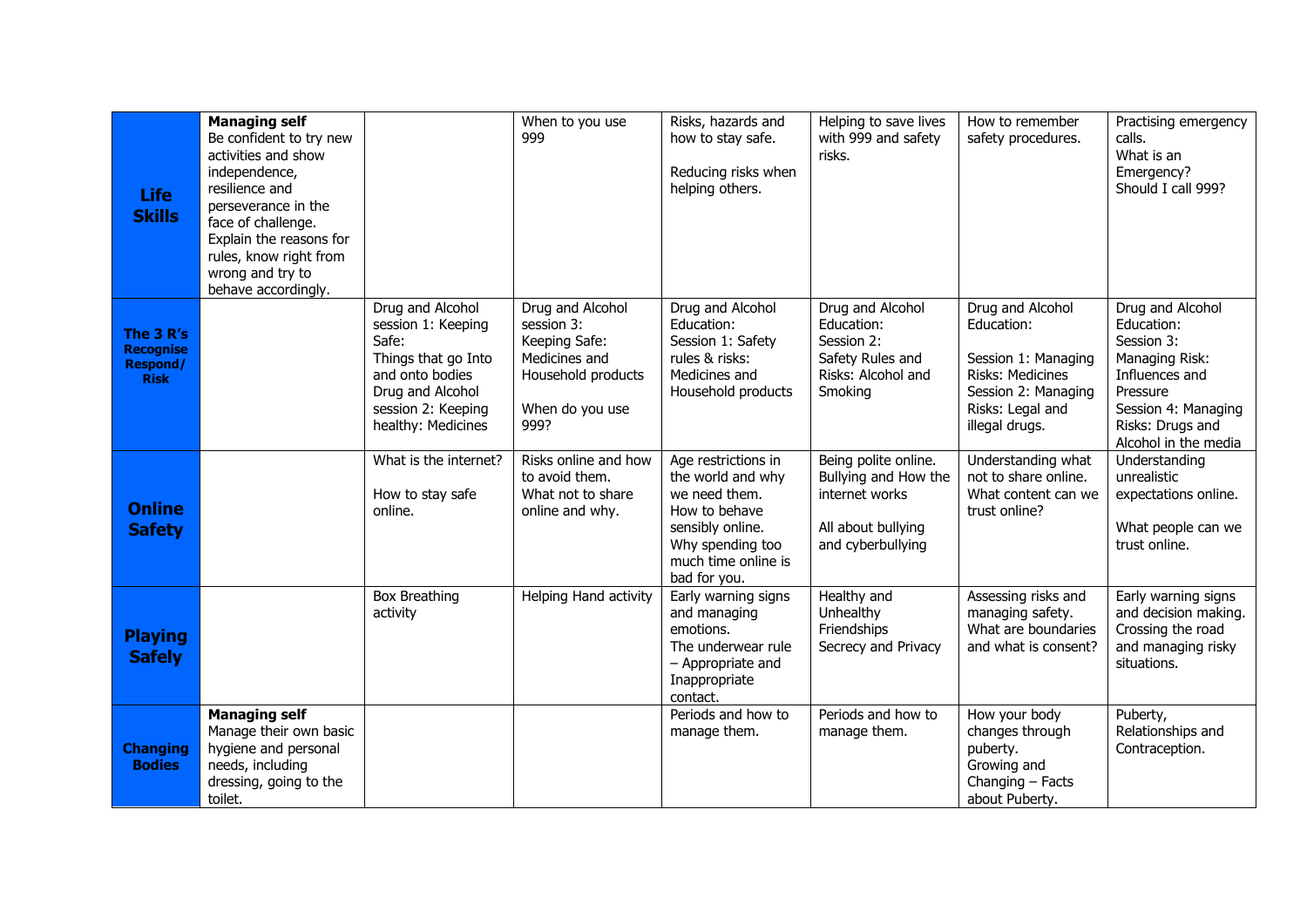| | | | | | | | |
|---|---|---|---|---|---|---|---|
| **Life Skills** | **Managing self** Be confident to try new activities and show independence, resilience and perseverance in the face of challenge. Explain the reasons for rules, know right from wrong and try to behave accordingly. | | When to you use 999 | Risks, hazards and how to stay safe.<br><br>Reducing risks when helping others. | Helping to save lives with 999 and safety risks. | How to remember safety procedures. | Practising emergency calls.<br>What is an Emergency?<br>Should I call 999? |
| **The 3 R's Recognise Respond/ Risk** | | Drug and Alcohol session 1: Keeping Safe: Things that go Into and onto bodies<br>Drug and Alcohol session 2: Keeping healthy: Medicines | Drug and Alcohol session 3: Keeping Safe: Medicines and Household products<br><br>When do you use 999? | Drug and Alcohol Education: Session 1: Safety rules & risks: Medicines and Household products | Drug and Alcohol Education: Session 2: Safety Rules and Risks: Alcohol and Smoking | Drug and Alcohol Education:<br><br>Session 1: Managing Risks: Medicines<br>Session 2: Managing Risks: Legal and illegal drugs. | Drug and Alcohol Education: Session 3: Managing Risk: Influences and Pressure<br>Session 4: Managing Risks: Drugs and Alcohol in the media |
| **Online Safety** | | What is the internet?<br><br>How to stay safe online. | Risks online and how to avoid them.<br>What not to share online and why. | Age restrictions in the world and why we need them.<br>How to behave sensibly online.<br>Why spending too much time online is bad for you. | Being polite online.<br>Bullying and How the internet works<br><br>All about bullying and cyberbullying | Understanding what not to share online.<br>What content can we trust online? | Understanding unrealistic expectations online.<br><br>What people can we trust online. |
| **Playing Safely** | | Box Breathing activity | Helping Hand activity | Early warning signs and managing emotions.<br>The underwear rule – Appropriate and Inappropriate contact. | Healthy and Unhealthy Friendships<br>Secrecy and Privacy | Assessing risks and managing safety.<br>What are boundaries and what is consent? | Early warning signs and decision making.<br>Crossing the road and managing risky situations. |
| **Changing Bodies** | **Managing self** Manage their own basic hygiene and personal needs, including dressing, going to the toilet. | | | Periods and how to manage them. | Periods and how to manage them. | How your body changes through puberty.<br>Growing and Changing – Facts about Puberty. | Puberty, Relationships and Contraception. |